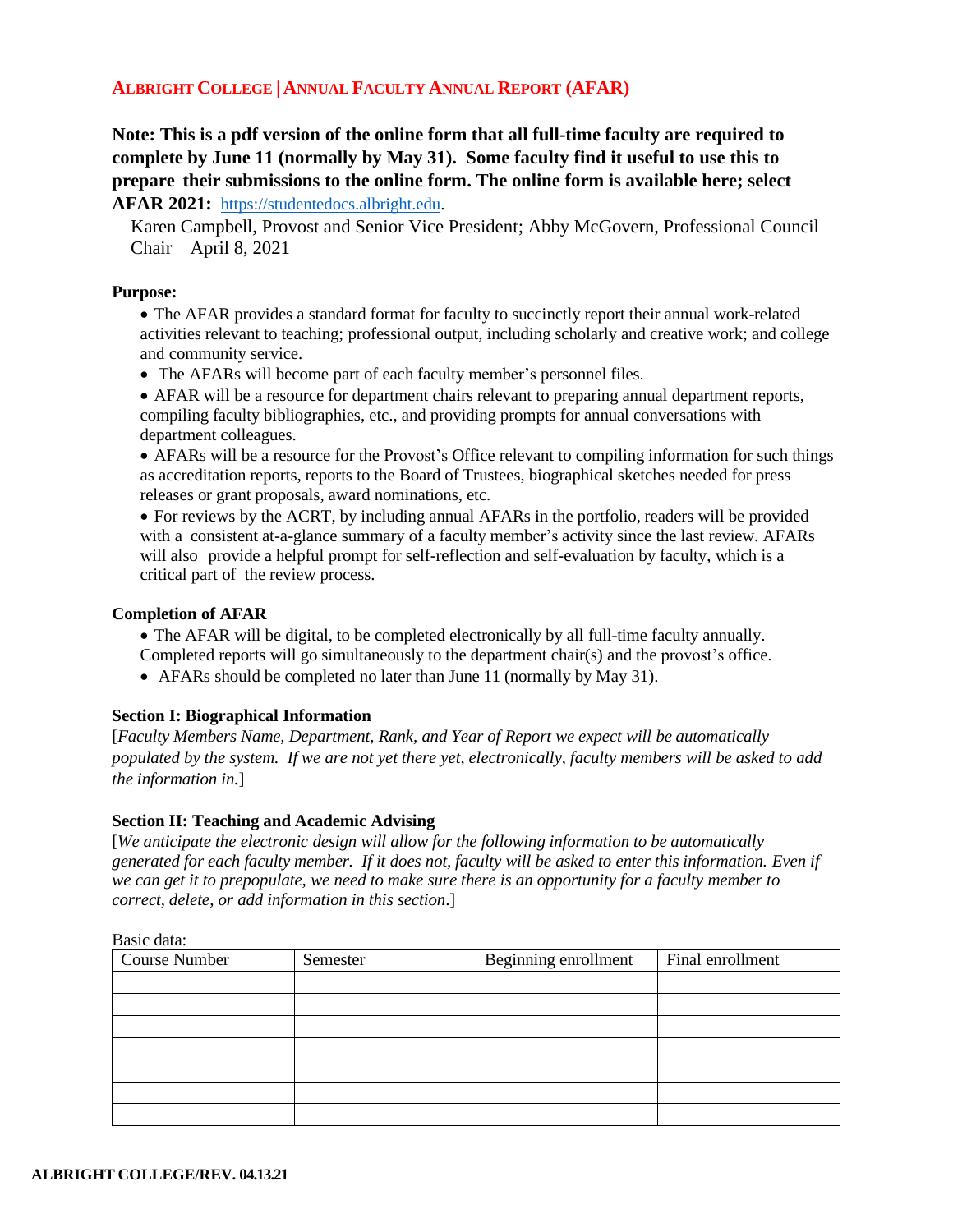# ALBRIGHT COLLEGE | ANNUAL FACULTY ANNUAL REPORT (AFAR)

**Note: This is a pdf version of the online form that all full-time faculty are required to complete by June 11 (normally by May 31). Some faculty find it useful to use this to prepare their submissions to the online form. The online form is available here; select AFAR 2021:** https://studentedocs.albright.edu.

– Karen Campbell, Provost and Senior Vice President; Abby McGovern, Professional Council Chair April 8, 2021

**Purpose:**

- The AFAR provides a standard format for faculty to succinctly report their annual work-related activities relevant to teaching; professional output, including scholarly and creative work; and college and community service.
- The AFARs will become part of each faculty member's personnel files.
- AFAR will be a resource for department chairs relevant to preparing annual department reports, compiling faculty bibliographies, etc., and providing prompts for annual conversations with department colleagues.
- AFARs will be a resource for the Provost's Office relevant to compiling information for such things as accreditation reports, reports to the Board of Trustees, biographical sketches needed for press releases or grant proposals, award nominations, etc.
- For reviews by the ACRT, by including annual AFARs in the portfolio, readers will be provided with a consistent at-a-glance summary of a faculty member's activity since the last review. AFARs will also provide a helpful prompt for self-reflection and self-evaluation by faculty, which is a critical part of the review process.

**Completion of AFAR**

- The AFAR will be digital, to be completed electronically by all full-time faculty annually. Completed reports will go simultaneously to the department chair(s) and the provost's office.
- AFARs should be completed no later than June 11 (normally by May 31).

**Section I: Biographical Information**

[*Faculty Members Name, Department, Rank, and Year of Report we expect will be automatically populated by the system. If we are not yet there yet, electronically, faculty members will be asked to add the information in.*]

**Section II: Teaching and Academic Advising**

[*We anticipate the electronic design will allow for the following information to be automatically generated for each faculty member. If it does not, faculty will be asked to enter this information. Even if we can get it to prepopulate, we need to make sure there is an opportunity for a faculty member to correct, delete, or add information in this section*.]

Basic data:

| Course Number | Semester | Beginning enrollment | Final enrollment |
|---|---|---|---|
| | | | |
| | | | |
| | | | |
| | | | |
| | | | |
| | | | |
| | | | |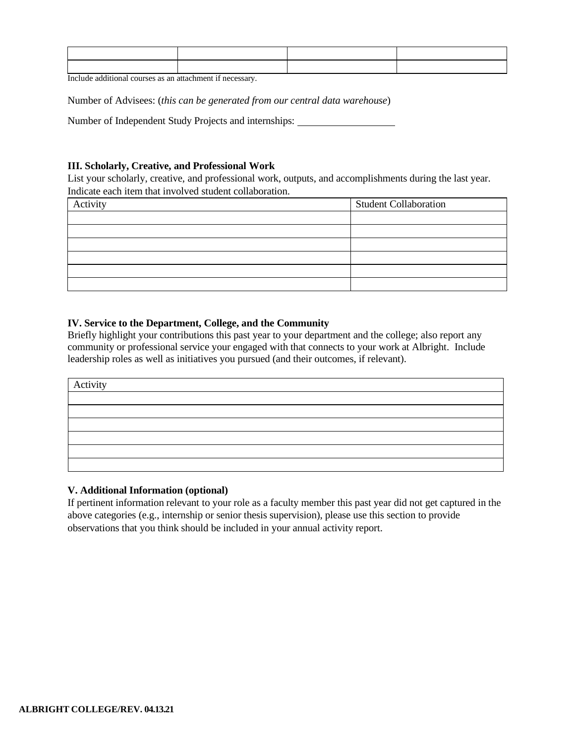| | | | |
|---|---|---|---|
| | | | |
| | | | |

Include additional courses as an attachment if necessary.

Number of Advisees: (*this can be generated from our central data warehouse*)

Number of Independent Study Projects and internships: ___________________

### III. Scholarly, Creative, and Professional Work

List your scholarly, creative, and professional work, outputs, and accomplishments during the last year. Indicate each item that involved student collaboration.

| Activity | Student Collaboration |
|---|---|
| | |
| | |
| | |
| | |
| | |
| | |

### IV. Service to the Department, College, and the Community

Briefly highlight your contributions this past year to your department and the college; also report any community or professional service your engaged with that connects to your work at Albright. Include leadership roles as well as initiatives you pursued (and their outcomes, if relevant).

| Activity |
|---|
| |
| |
| |
| |
| |
| |

### V. Additional Information (optional)

If pertinent information relevant to your role as a faculty member this past year did not get captured in the above categories (e.g., internship or senior thesis supervision), please use this section to provide observations that you think should be included in your annual activity report.